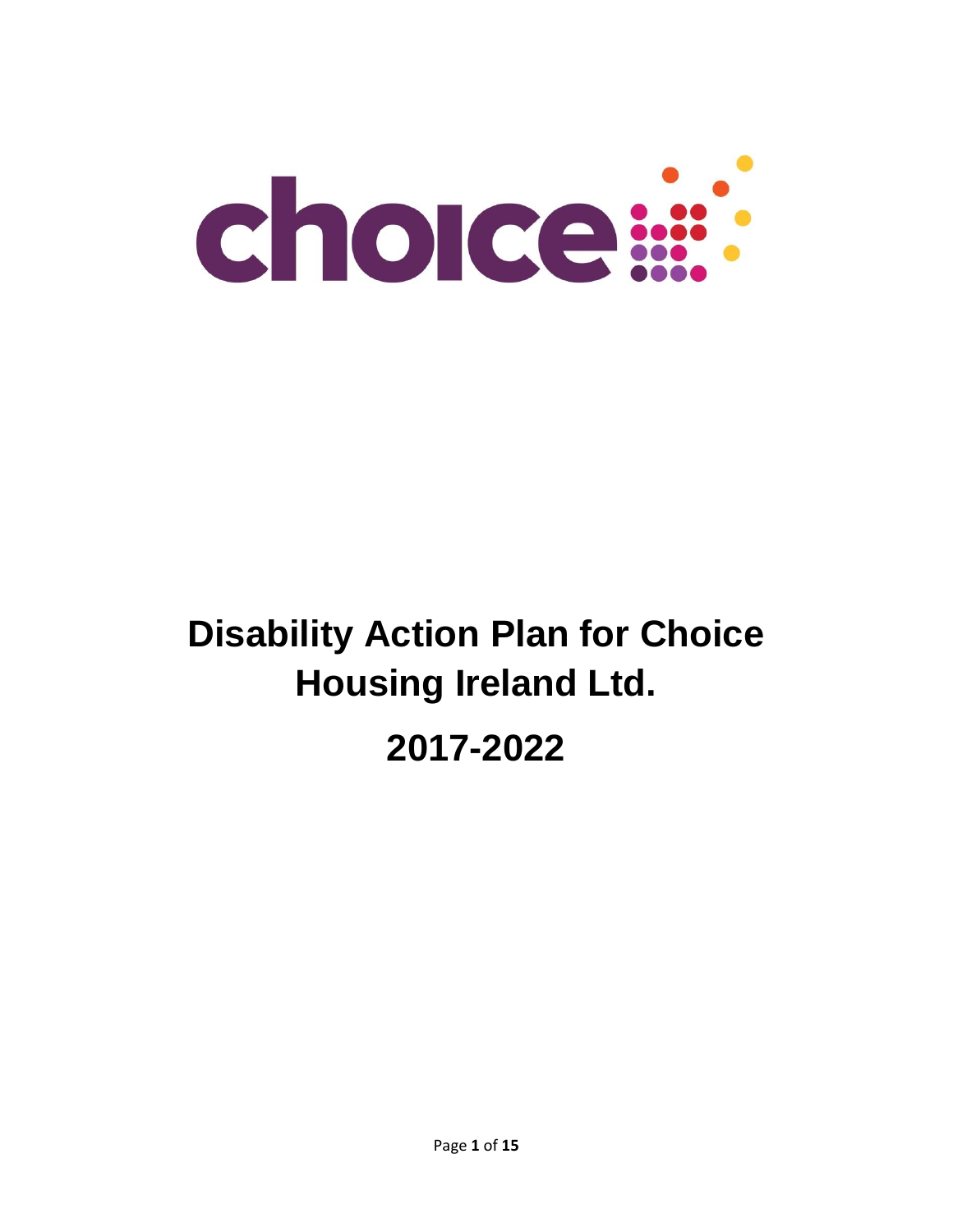choice

# Disability Action Plan for Choice Housing Ireland Ltd.

# 2017-2022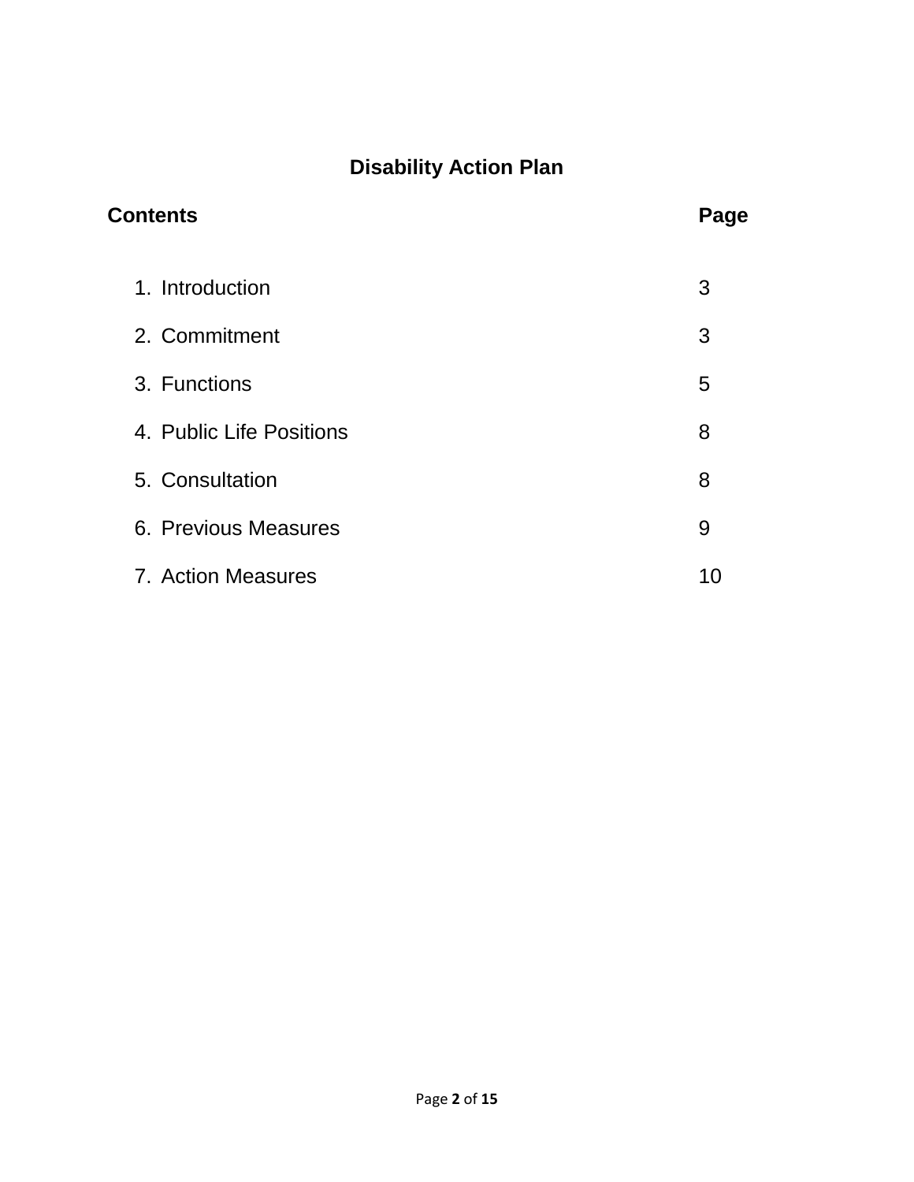# Disability Action Plan

| **Contents** | **Page** |
|---|---|
| 1. Introduction | 3 |
| 2. Commitment | 3 |
| 3. Functions | 5 |
| 4. Public Life Positions | 8 |
| 5. Consultation | 8 |
| 6. Previous Measures | 9 |
| 7. Action Measures | 10 |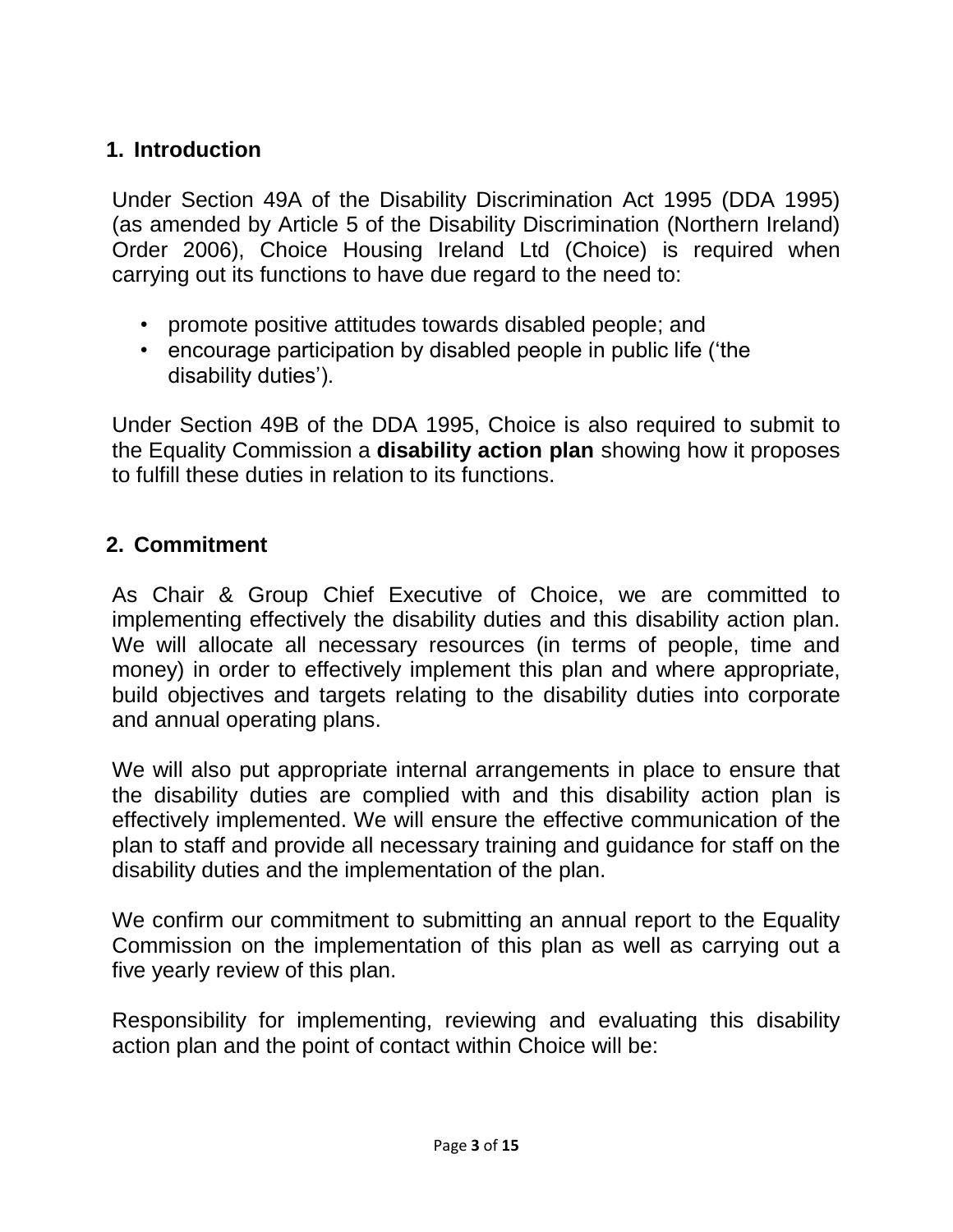## 1. Introduction

Under Section 49A of the Disability Discrimination Act 1995 (DDA 1995) (as amended by Article 5 of the Disability Discrimination (Northern Ireland) Order 2006), Choice Housing Ireland Ltd (Choice) is required when carrying out its functions to have due regard to the need to:

- promote positive attitudes towards disabled people; and
- encourage participation by disabled people in public life ('the disability duties').

Under Section 49B of the DDA 1995, Choice is also required to submit to the Equality Commission a **disability action plan** showing how it proposes to fulfill these duties in relation to its functions.

## 2. Commitment

As Chair & Group Chief Executive of Choice, we are committed to implementing effectively the disability duties and this disability action plan. We will allocate all necessary resources (in terms of people, time and money) in order to effectively implement this plan and where appropriate, build objectives and targets relating to the disability duties into corporate and annual operating plans.

We will also put appropriate internal arrangements in place to ensure that the disability duties are complied with and this disability action plan is effectively implemented. We will ensure the effective communication of the plan to staff and provide all necessary training and guidance for staff on the disability duties and the implementation of the plan.

We confirm our commitment to submitting an annual report to the Equality Commission on the implementation of this plan as well as carrying out a five yearly review of this plan.

Responsibility for implementing, reviewing and evaluating this disability action plan and the point of contact within Choice will be: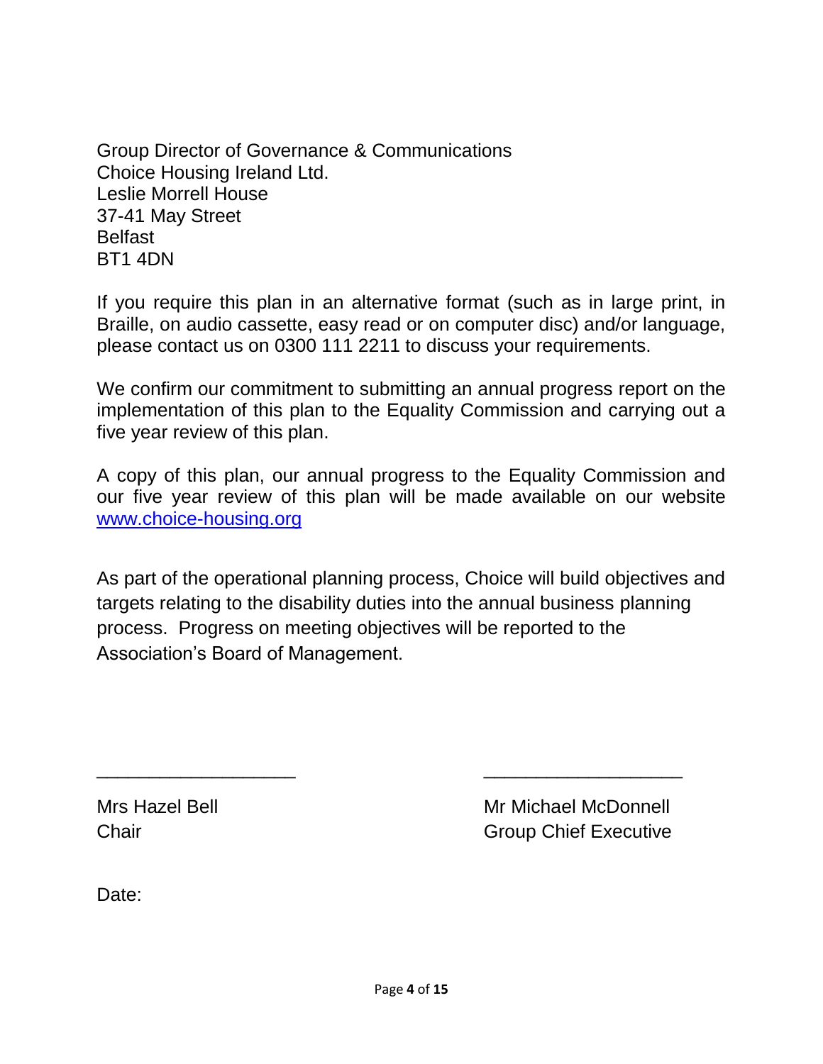Group Director of Governance & Communications  
Choice Housing Ireland Ltd.  
Leslie Morrell House  
37-41 May Street  
Belfast  
BT1 4DN

If you require this plan in an alternative format (such as in large print, in Braille, on audio cassette, easy read or on computer disc) and/or language, please contact us on 0300 111 2211 to discuss your requirements.

We confirm our commitment to submitting an annual progress report on the implementation of this plan to the Equality Commission and carrying out a five year review of this plan.

A copy of this plan, our annual progress to the Equality Commission and our five year review of this plan will be made available on our website [www.choice-housing.org](http://www.choice-housing.org)

As part of the operational planning process, Choice will build objectives and targets relating to the disability duties into the annual business planning process. Progress on meeting objectives will be reported to the Association's Board of Management.

\_\_\_\_\_\_\_\_\_\_\_\_\_\_\_\_\_\_\_\_

Mrs Hazel Bell  
Chair

\_\_\_\_\_\_\_\_\_\_\_\_\_\_\_\_\_\_\_\_

Mr Michael McDonnell  
Group Chief Executive

Date: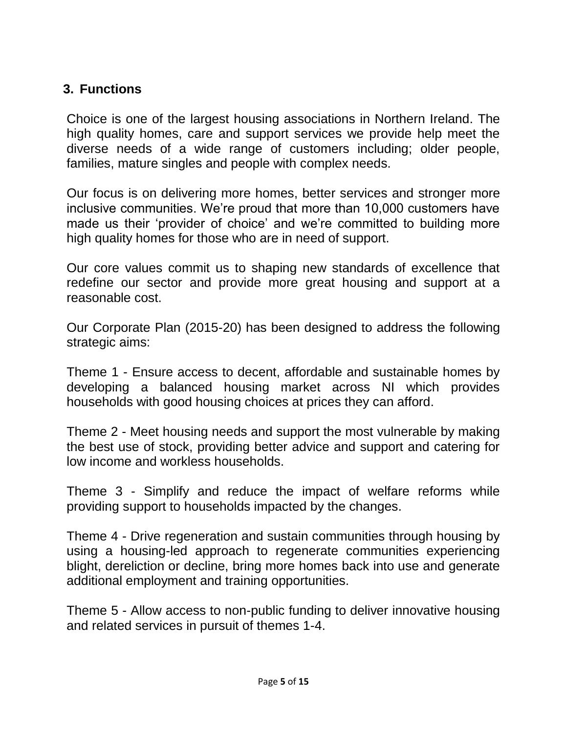## 3. Functions

Choice is one of the largest housing associations in Northern Ireland. The high quality homes, care and support services we provide help meet the diverse needs of a wide range of customers including; older people, families, mature singles and people with complex needs.

Our focus is on delivering more homes, better services and stronger more inclusive communities. We're proud that more than 10,000 customers have made us their 'provider of choice' and we're committed to building more high quality homes for those who are in need of support.

Our core values commit us to shaping new standards of excellence that redefine our sector and provide more great housing and support at a reasonable cost.

Our Corporate Plan (2015-20) has been designed to address the following strategic aims:

Theme 1 - Ensure access to decent, affordable and sustainable homes by developing a balanced housing market across NI which provides households with good housing choices at prices they can afford.

Theme 2 - Meet housing needs and support the most vulnerable by making the best use of stock, providing better advice and support and catering for low income and workless households.

Theme 3 - Simplify and reduce the impact of welfare reforms while providing support to households impacted by the changes.

Theme 4 - Drive regeneration and sustain communities through housing by using a housing-led approach to regenerate communities experiencing blight, dereliction or decline, bring more homes back into use and generate additional employment and training opportunities.

Theme 5 - Allow access to non-public funding to deliver innovative housing and related services in pursuit of themes 1-4.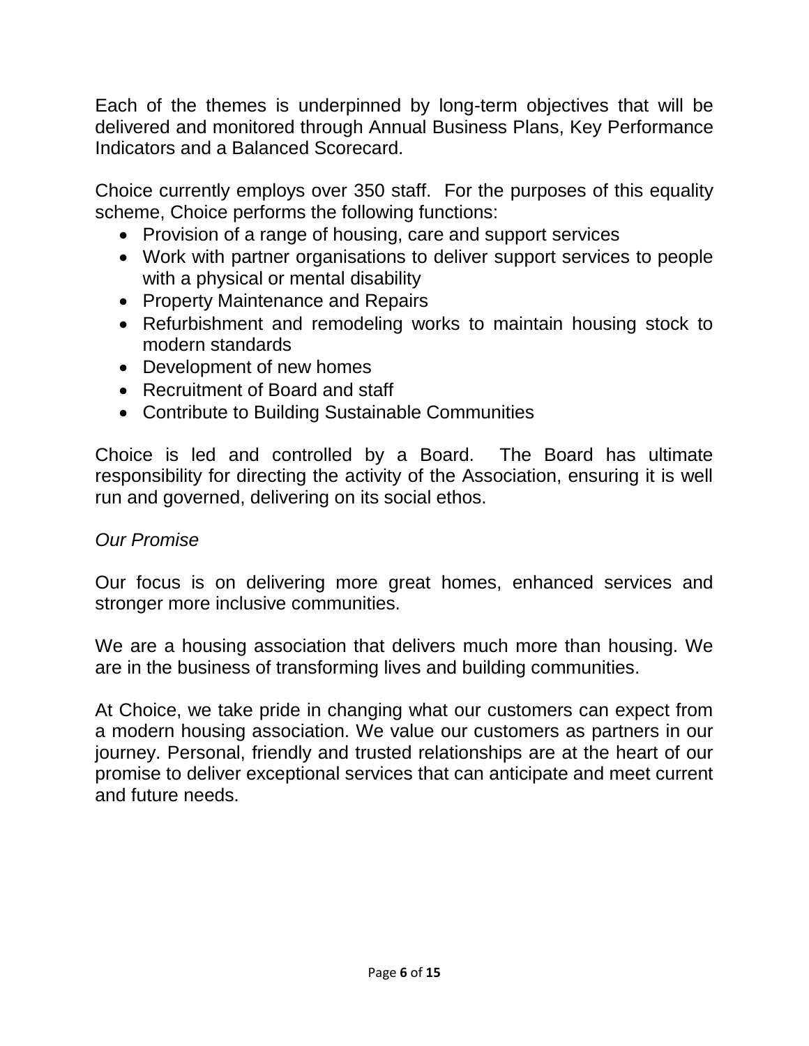Each of the themes is underpinned by long-term objectives that will be delivered and monitored through Annual Business Plans, Key Performance Indicators and a Balanced Scorecard.

Choice currently employs over 350 staff. For the purposes of this equality scheme, Choice performs the following functions:

- Provision of a range of housing, care and support services
- Work with partner organisations to deliver support services to people with a physical or mental disability
- Property Maintenance and Repairs
- Refurbishment and remodeling works to maintain housing stock to modern standards
- Development of new homes
- Recruitment of Board and staff
- Contribute to Building Sustainable Communities

Choice is led and controlled by a Board. The Board has ultimate responsibility for directing the activity of the Association, ensuring it is well run and governed, delivering on its social ethos.

*Our Promise*

Our focus is on delivering more great homes, enhanced services and stronger more inclusive communities.

We are a housing association that delivers much more than housing. We are in the business of transforming lives and building communities.

At Choice, we take pride in changing what our customers can expect from a modern housing association. We value our customers as partners in our journey. Personal, friendly and trusted relationships are at the heart of our promise to deliver exceptional services that can anticipate and meet current and future needs.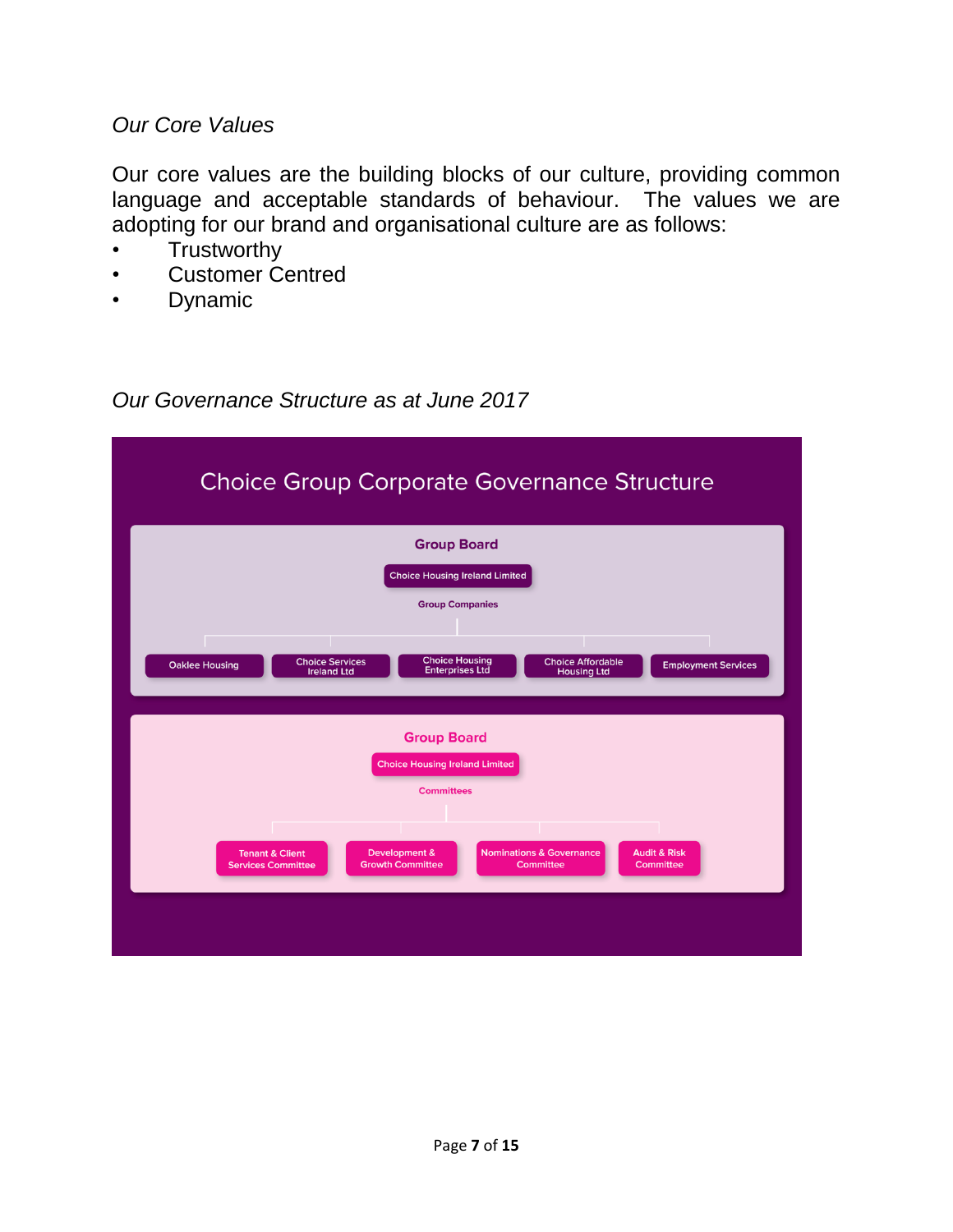*Our Core Values*

Our core values are the building blocks of our culture, providing common language and acceptable standards of behaviour. The values we are adopting for our brand and organisational culture are as follows:

- Trustworthy
- Customer Centred
- Dynamic

*Our Governance Structure as at June 2017*

Choice Group Corporate Governance Structure

Group Board

Choice Housing Ireland Limited

Group Companies

Oaklee Housing | Choice Services Ireland Ltd | Choice Housing Enterprises Ltd | Choice Affordable Housing Ltd | Employment Services

Group Board

Choice Housing Ireland Limited

Committees

Tenant & Client Services Committee | Development & Growth Committee | Nominations & Governance Committee | Audit & Risk Committee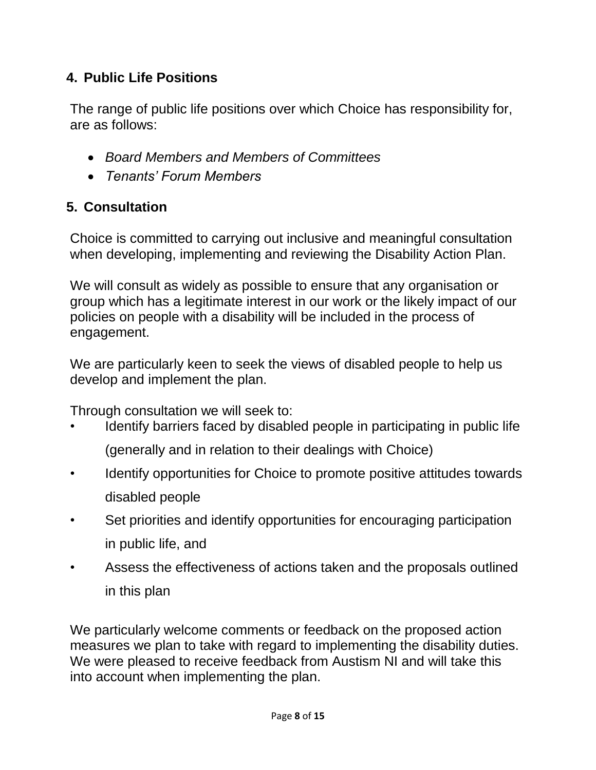## 4. Public Life Positions

The range of public life positions over which Choice has responsibility for, are as follows:

- *Board Members and Members of Committees*
- *Tenants' Forum Members*

## 5. Consultation

Choice is committed to carrying out inclusive and meaningful consultation when developing, implementing and reviewing the Disability Action Plan.

We will consult as widely as possible to ensure that any organisation or group which has a legitimate interest in our work or the likely impact of our policies on people with a disability will be included in the process of engagement.

We are particularly keen to seek the views of disabled people to help us develop and implement the plan.

Through consultation we will seek to:

- Identify barriers faced by disabled people in participating in public life (generally and in relation to their dealings with Choice)
- Identify opportunities for Choice to promote positive attitudes towards disabled people
- Set priorities and identify opportunities for encouraging participation in public life, and
- Assess the effectiveness of actions taken and the proposals outlined in this plan

We particularly welcome comments or feedback on the proposed action measures we plan to take with regard to implementing the disability duties. We were pleased to receive feedback from Austism NI and will take this into account when implementing the plan.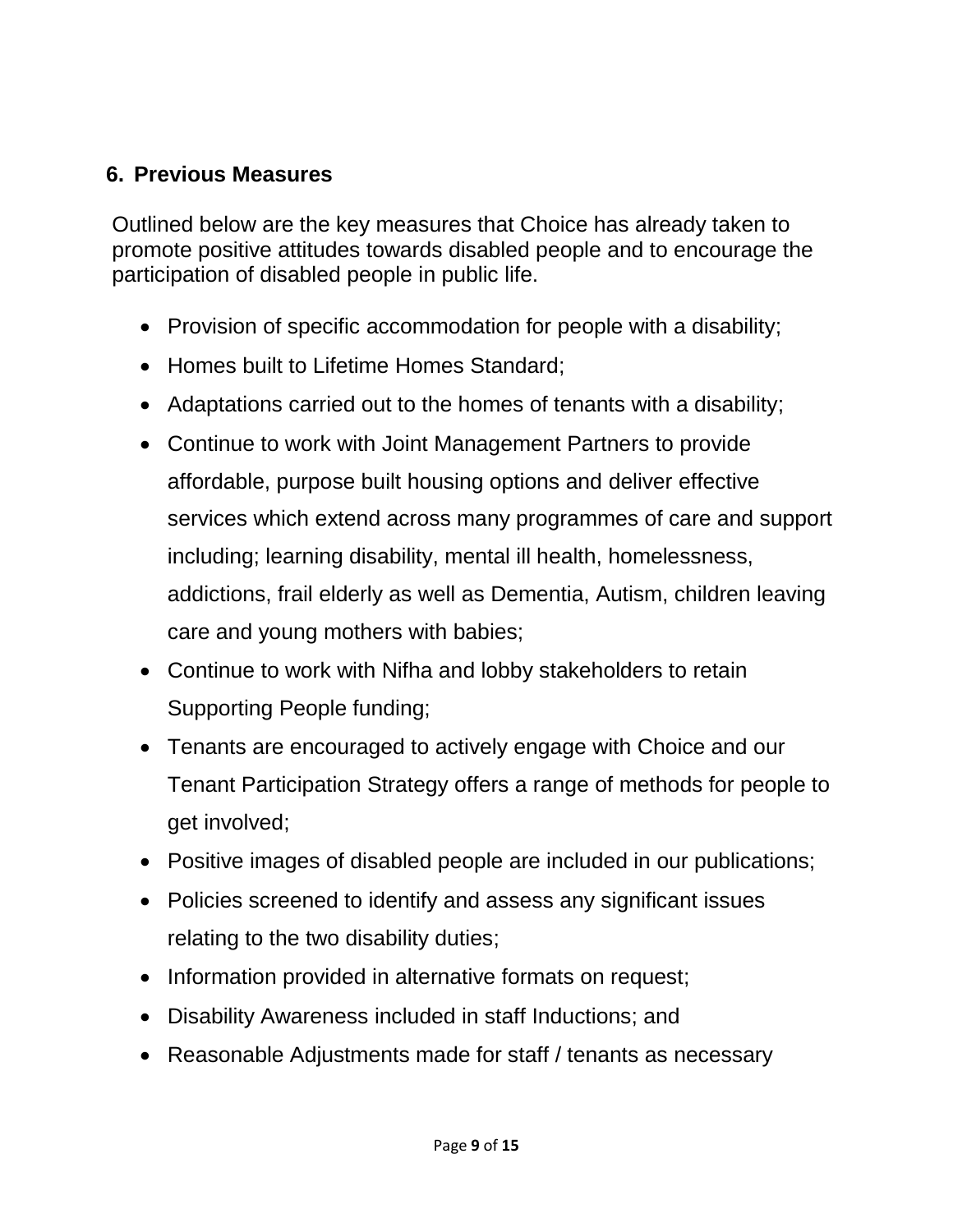## 6. Previous Measures

Outlined below are the key measures that Choice has already taken to promote positive attitudes towards disabled people and to encourage the participation of disabled people in public life.

- Provision of specific accommodation for people with a disability;
- Homes built to Lifetime Homes Standard;
- Adaptations carried out to the homes of tenants with a disability;
- Continue to work with Joint Management Partners to provide affordable, purpose built housing options and deliver effective services which extend across many programmes of care and support including; learning disability, mental ill health, homelessness, addictions, frail elderly as well as Dementia, Autism, children leaving care and young mothers with babies;
- Continue to work with Nifha and lobby stakeholders to retain Supporting People funding;
- Tenants are encouraged to actively engage with Choice and our Tenant Participation Strategy offers a range of methods for people to get involved;
- Positive images of disabled people are included in our publications;
- Policies screened to identify and assess any significant issues relating to the two disability duties;
- Information provided in alternative formats on request;
- Disability Awareness included in staff Inductions; and
- Reasonable Adjustments made for staff / tenants as necessary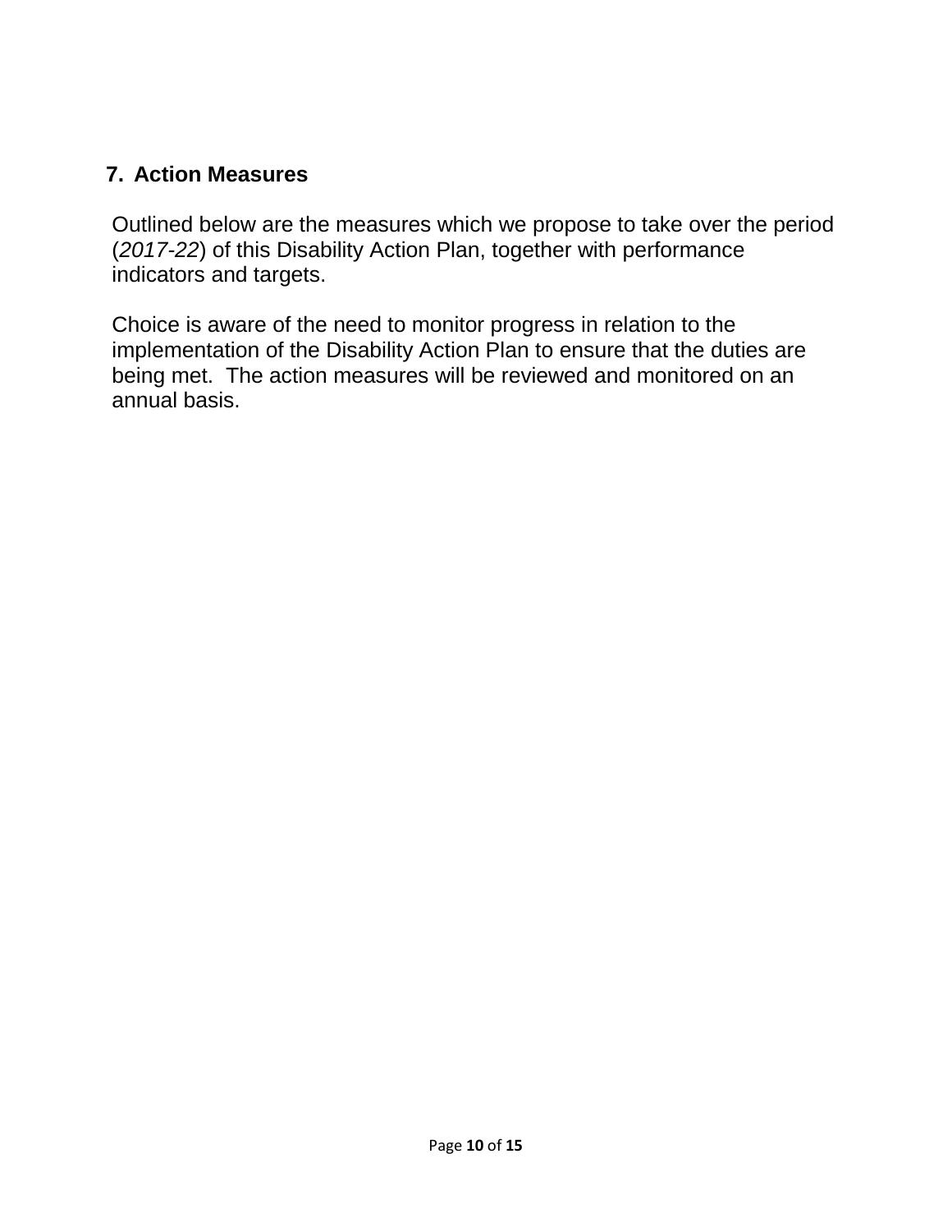## 7. Action Measures

Outlined below are the measures which we propose to take over the period (*2017-22*) of this Disability Action Plan, together with performance indicators and targets.

Choice is aware of the need to monitor progress in relation to the implementation of the Disability Action Plan to ensure that the duties are being met. The action measures will be reviewed and monitored on an annual basis.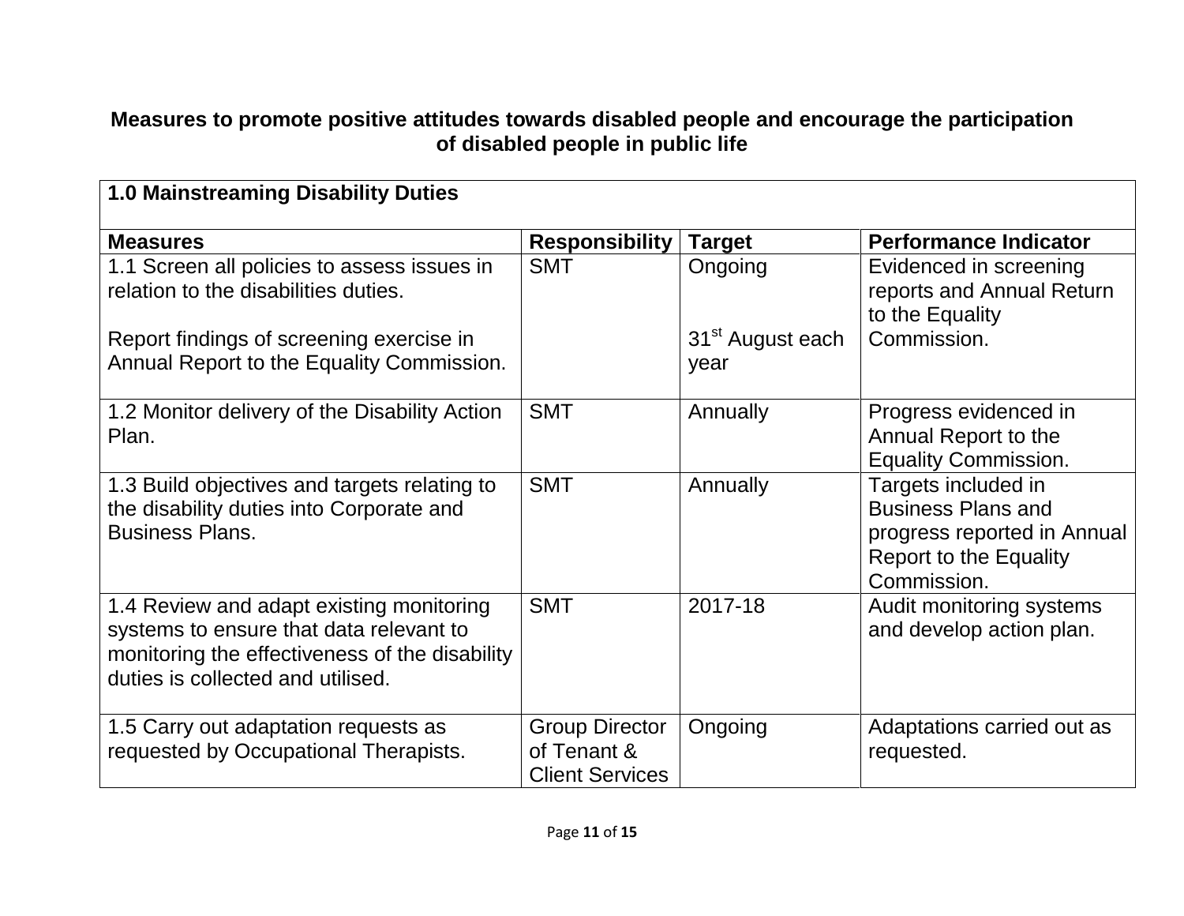**Measures to promote positive attitudes towards disabled people and encourage the participation of disabled people in public life**

| **1.0 Mainstreaming Disability Duties** | | | |
|---|---|---|---|
| **Measures** | **Responsibility** | **Target** | **Performance Indicator** |
| 1.1 Screen all policies to assess issues in relation to the disabilities duties.<br><br>Report findings of screening exercise in Annual Report to the Equality Commission. | SMT | Ongoing<br><br>31st August each year | Evidenced in screening reports and Annual Return to the Equality Commission. |
| 1.2 Monitor delivery of the Disability Action Plan. | SMT | Annually | Progress evidenced in Annual Report to the Equality Commission. |
| 1.3 Build objectives and targets relating to the disability duties into Corporate and Business Plans. | SMT | Annually | Targets included in Business Plans and progress reported in Annual Report to the Equality Commission. |
| 1.4 Review and adapt existing monitoring systems to ensure that data relevant to monitoring the effectiveness of the disability duties is collected and utilised. | SMT | 2017-18 | Audit monitoring systems and develop action plan. |
| 1.5 Carry out adaptation requests as requested by Occupational Therapists. | Group Director of Tenant & Client Services | Ongoing | Adaptations carried out as requested. |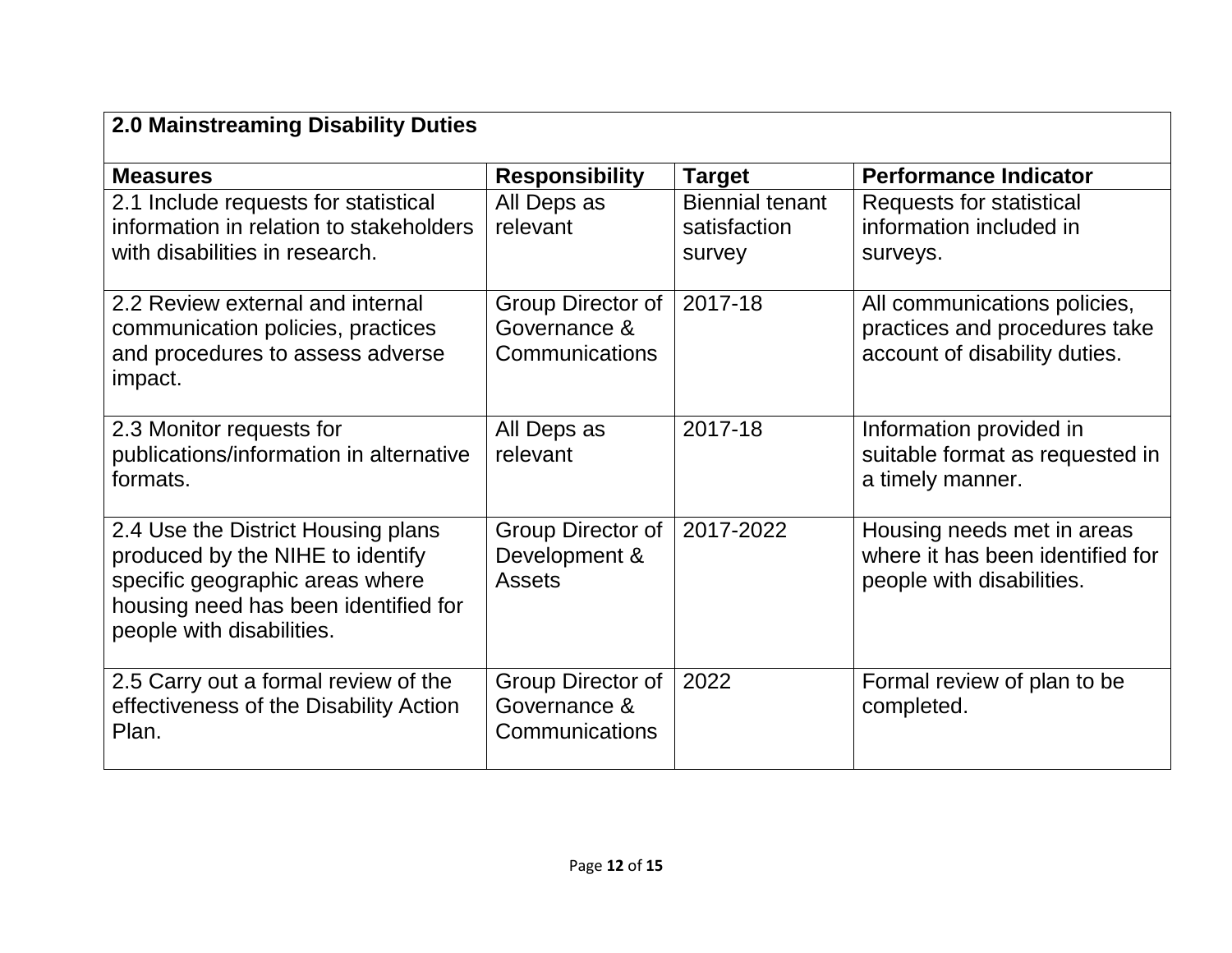| **2.0 Mainstreaming Disability Duties** | | | |
|---|---|---|---|
| **Measures** | **Responsibility** | **Target** | **Performance Indicator** |
| 2.1 Include requests for statistical information in relation to stakeholders with disabilities in research. | All Deps as relevant | Biennial tenant satisfaction survey | Requests for statistical information included in surveys. |
| 2.2 Review external and internal communication policies, practices and procedures to assess adverse impact. | Group Director of Governance & Communications | 2017-18 | All communications policies, practices and procedures take account of disability duties. |
| 2.3 Monitor requests for publications/information in alternative formats. | All Deps as relevant | 2017-18 | Information provided in suitable format as requested in a timely manner. |
| 2.4 Use the District Housing plans produced by the NIHE to identify specific geographic areas where housing need has been identified for people with disabilities. | Group Director of Development & Assets | 2017-2022 | Housing needs met in areas where it has been identified for people with disabilities. |
| 2.5 Carry out a formal review of the effectiveness of the Disability Action Plan. | Group Director of Governance & Communications | 2022 | Formal review of plan to be completed. |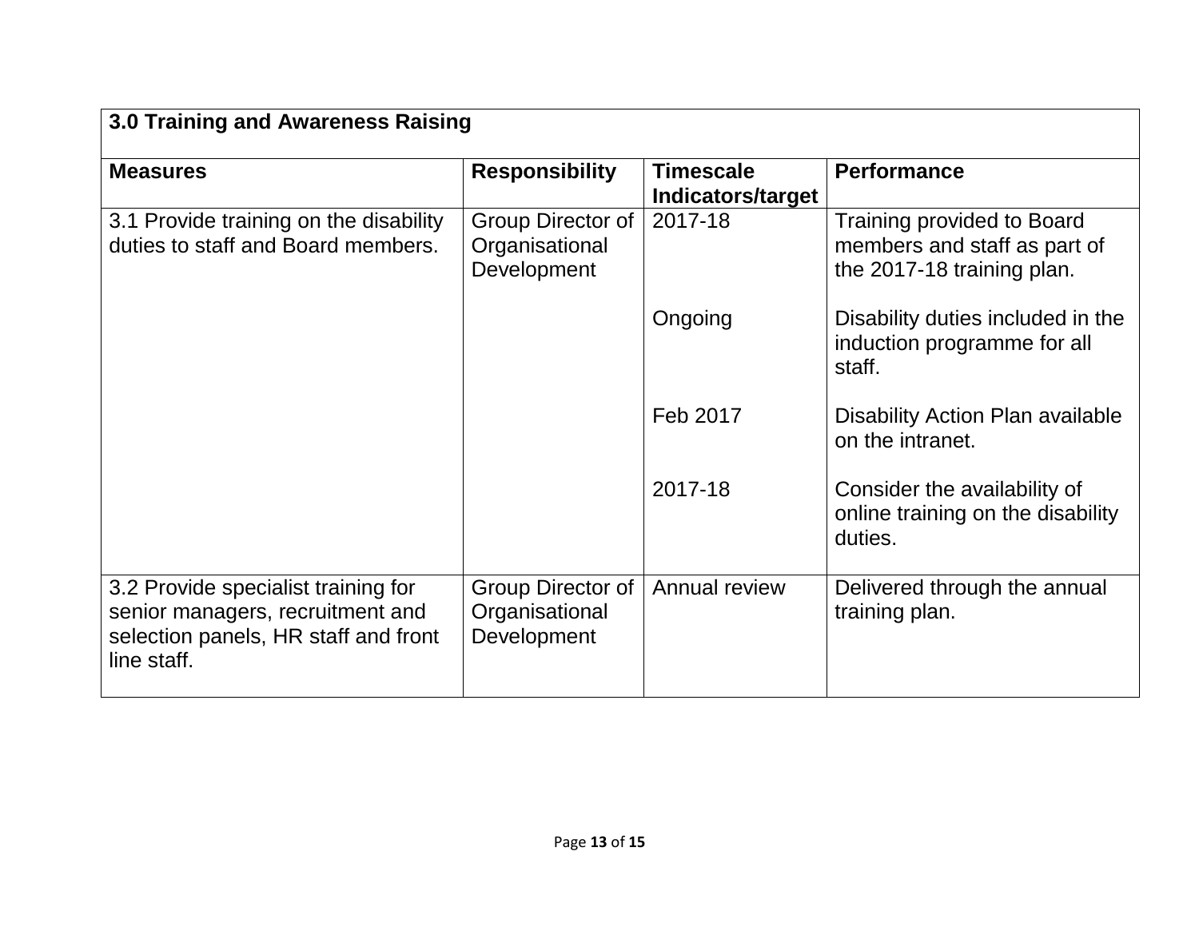| 3.0 Training and Awareness Raising | | | |
|---|---|---|---|
| **Measures** | **Responsibility** | **Timescale Indicators/target** | **Performance** |
| 3.1 Provide training on the disability duties to staff and Board members. | Group Director of Organisational Development | 2017-18 | Training provided to Board members and staff as part of the 2017-18 training plan. |
| | | Ongoing | Disability duties included in the induction programme for all staff. |
| | | Feb 2017 | Disability Action Plan available on the intranet. |
| | | 2017-18 | Consider the availability of online training on the disability duties. |
| 3.2 Provide specialist training for senior managers, recruitment and selection panels, HR staff and front line staff. | Group Director of Organisational Development | Annual review | Delivered through the annual training plan. |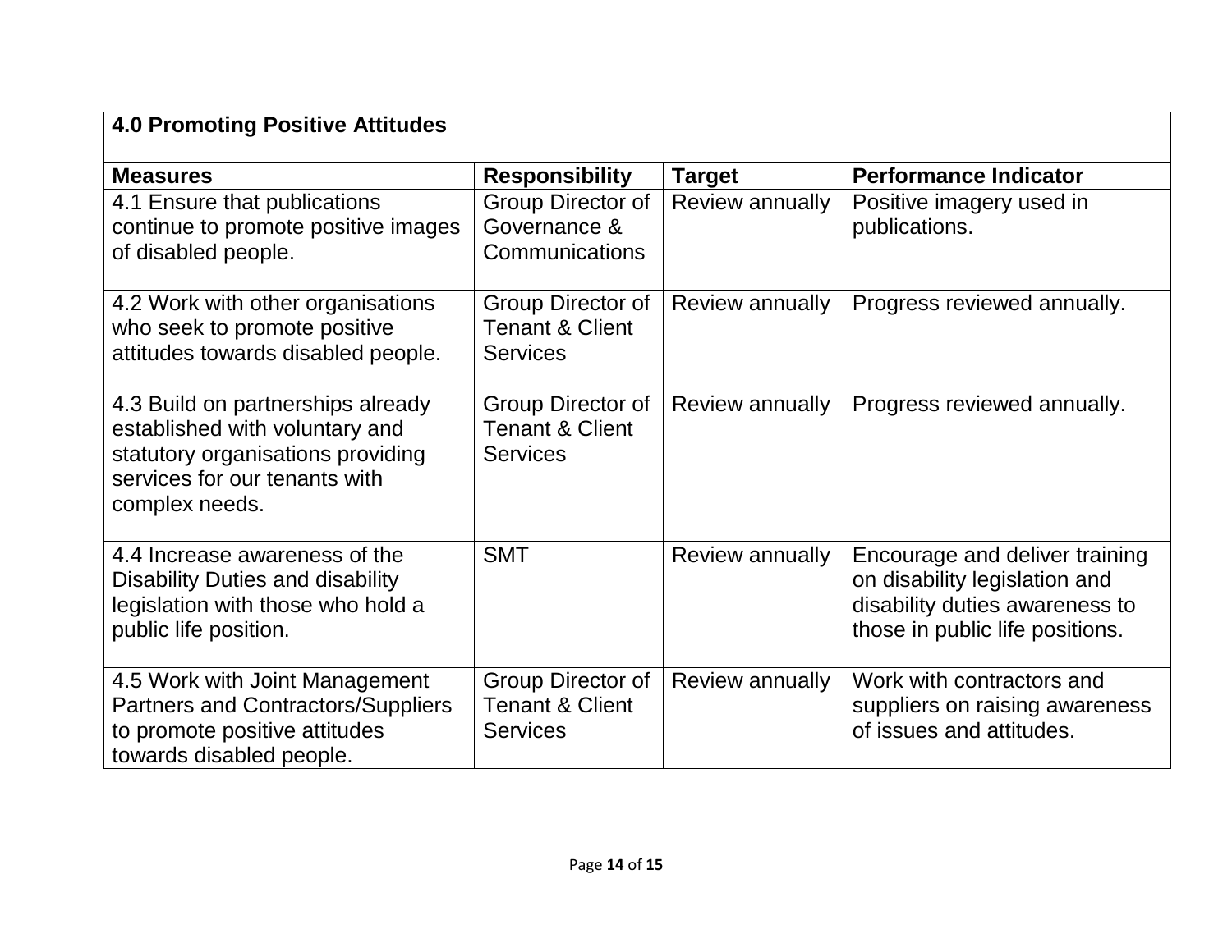**4.0 Promoting Positive Attitudes**

| Measures | Responsibility | Target | Performance Indicator |
| --- | --- | --- | --- |
| 4.1 Ensure that publications continue to promote positive images of disabled people. | Group Director of Governance & Communications | Review annually | Positive imagery used in publications. |
| 4.2 Work with other organisations who seek to promote positive attitudes towards disabled people. | Group Director of Tenant & Client Services | Review annually | Progress reviewed annually. |
| 4.3 Build on partnerships already established with voluntary and statutory organisations providing services for our tenants with complex needs. | Group Director of Tenant & Client Services | Review annually | Progress reviewed annually. |
| 4.4 Increase awareness of the Disability Duties and disability legislation with those who hold a public life position. | SMT | Review annually | Encourage and deliver training on disability legislation and disability duties awareness to those in public life positions. |
| 4.5 Work with Joint Management Partners and Contractors/Suppliers to promote positive attitudes towards disabled people. | Group Director of Tenant & Client Services | Review annually | Work with contractors and suppliers on raising awareness of issues and attitudes. |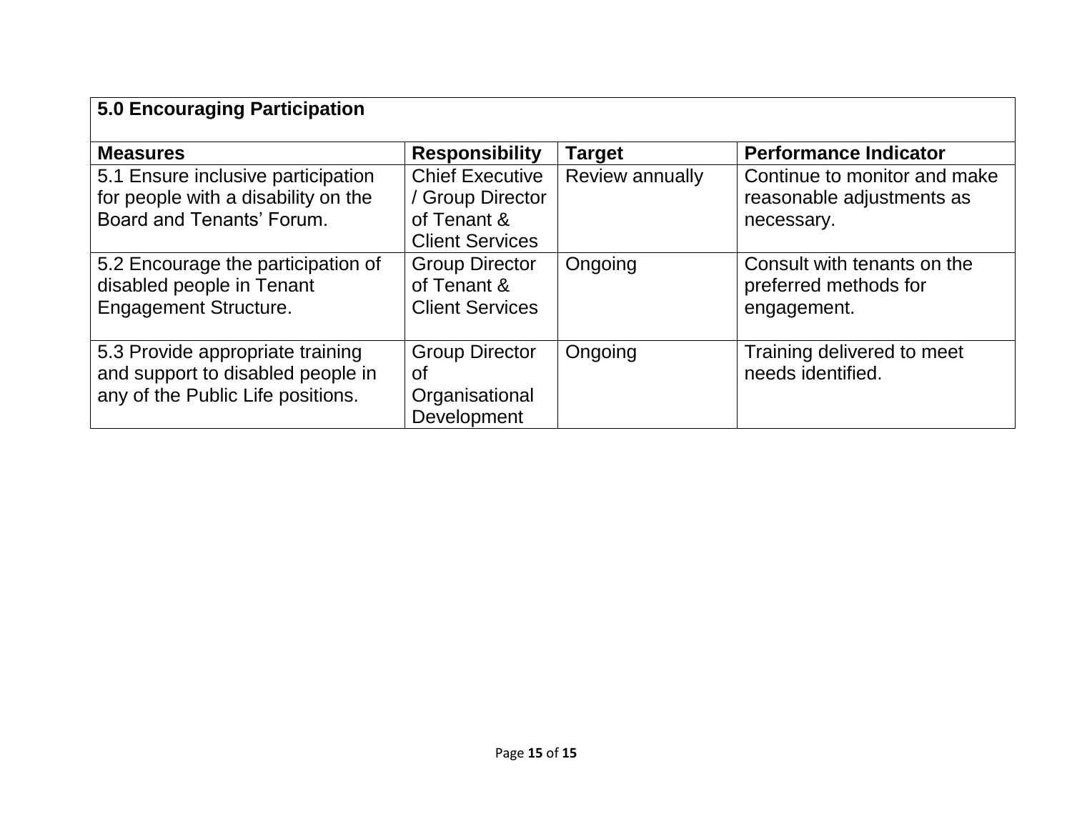| **5.0 Encouraging Participation** | | | |
|---|---|---|---|
| **Measures** | **Responsibility** | **Target** | **Performance Indicator** |
| 5.1 Ensure inclusive participation for people with a disability on the Board and Tenants' Forum. | Chief Executive / Group Director of Tenant & Client Services | Review annually | Continue to monitor and make reasonable adjustments as necessary. |
| 5.2 Encourage the participation of disabled people in Tenant Engagement Structure. | Group Director of Tenant & Client Services | Ongoing | Consult with tenants on the preferred methods for engagement. |
| 5.3 Provide appropriate training and support to disabled people in any of the Public Life positions. | Group Director of Organisational Development | Ongoing | Training delivered to meet needs identified. |